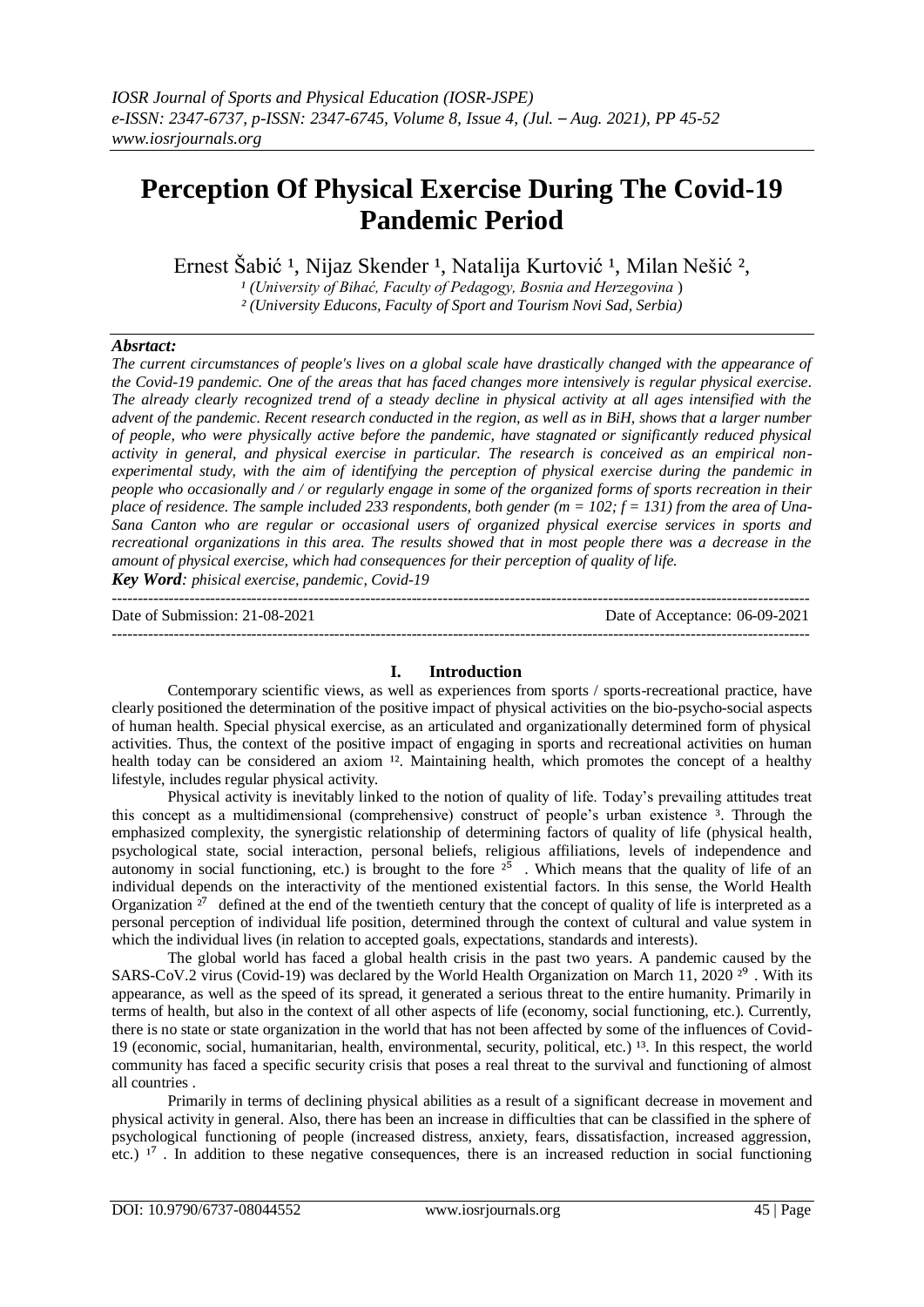# Perception Of Physical Exercise During The Covid-19 Pandemic Period

Ernest Šabić [1], Nijaz Skender [1], Natalija Kurtović [1], Milan Nešić [2],

[1] (University of Bihać, Faculty of Pedagogy, Bosnia and Herzegovina )
[2] (University Educons, Faculty of Sport and Tourism Novi Sad, Serbia)

***Absrtact:***

*The current circumstances of people's lives on a global scale have drastically changed with the appearance of the Covid-19 pandemic. One of the areas that has faced changes more intensively is regular physical exercise. The already clearly recognized trend of a steady decline in physical activity at all ages intensified with the advent of the pandemic. Recent research conducted in the region, as well as in BiH, shows that a larger number of people, who were physically active before the pandemic, have stagnated or significantly reduced physical activity in general, and physical exercise in particular. The research is conceived as an empirical non-experimental study, with the aim of identifying the perception of physical exercise during the pandemic in people who occasionally and / or regularly engage in some of the organized forms of sports recreation in their place of residence. The sample included 233 respondents, both gender (m = 102; f = 131) from the area of Una-Sana Canton who are regular or occasional users of organized physical exercise services in sports and recreational organizations in this area. The results showed that in most people there was a decrease in the amount of physical exercise, which had consequences for their perception of quality of life.*

***Key Word****: phisical exercise, pandemic, Covid-19*

---

Date of Submission: 21-08-2021 Date of Acceptance: 06-09-2021

---

## I. Introduction

Contemporary scientific views, as well as experiences from sports / sports-recreational practice, have clearly positioned the determination of the positive impact of physical activities on the bio-psycho-social aspects of human health. Special physical exercise, as an articulated and organizationally determined form of physical activities. Thus, the context of the positive impact of engaging in sports and recreational activities on human health today can be considered an axiom [12]. Maintaining health, which promotes the concept of a healthy lifestyle, includes regular physical activity.

Physical activity is inevitably linked to the notion of quality of life. Today's prevailing attitudes treat this concept as a multidimensional (comprehensive) construct of people's urban existence [3]. Through the emphasized complexity, the synergistic relationship of determining factors of quality of life (physical health, psychological state, social interaction, personal beliefs, religious affiliations, levels of independence and autonomy in social functioning, etc.) is brought to the fore [25]. Which means that the quality of life of an individual depends on the interactivity of the mentioned existential factors. In this sense, the World Health Organization [27] defined at the end of the twentieth century that the concept of quality of life is interpreted as a personal perception of individual life position, determined through the context of cultural and value system in which the individual lives (in relation to accepted goals, expectations, standards and interests).

The global world has faced a global health crisis in the past two years. A pandemic caused by the SARS-CoV.2 virus (Covid-19) was declared by the World Health Organization on March 11, 2020 [29]. With its appearance, as well as the speed of its spread, it generated a serious threat to the entire humanity. Primarily in terms of health, but also in the context of all other aspects of life (economy, social functioning, etc.). Currently, there is no state or state organization in the world that has not been affected by some of the influences of Covid-19 (economic, social, humanitarian, health, environmental, security, political, etc.) [13]. In this respect, the world community has faced a specific security crisis that poses a real threat to the survival and functioning of almost all countries .

Primarily in terms of declining physical abilities as a result of a significant decrease in movement and physical activity in general. Also, there has been an increase in difficulties that can be classified in the sphere of psychological functioning of people (increased distress, anxiety, fears, dissatisfaction, increased aggression, etc.) [17]. In addition to these negative consequences, there is an increased reduction in social functioning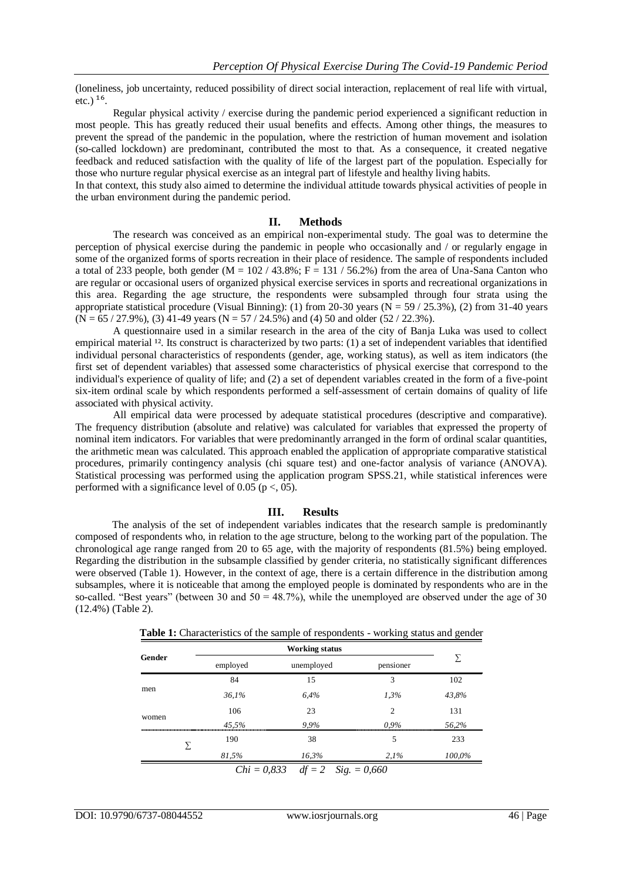(loneliness, job uncertainty, reduced possibility of direct social interaction, replacement of real life with virtual, etc.) [16].

Regular physical activity / exercise during the pandemic period experienced a significant reduction in most people. This has greatly reduced their usual benefits and effects. Among other things, the measures to prevent the spread of the pandemic in the population, where the restriction of human movement and isolation (so-called lockdown) are predominant, contributed the most to that. As a consequence, it created negative feedback and reduced satisfaction with the quality of life of the largest part of the population. Especially for those who nurture regular physical exercise as an integral part of lifestyle and healthy living habits.

In that context, this study also aimed to determine the individual attitude towards physical activities of people in the urban environment during the pandemic period.

## II. Methods

The research was conceived as an empirical non-experimental study. The goal was to determine the perception of physical exercise during the pandemic in people who occasionally and / or regularly engage in some of the organized forms of sports recreation in their place of residence. The sample of respondents included a total of 233 people, both gender (M = 102 / 43.8%; F = 131 / 56.2%) from the area of Una-Sana Canton who are regular or occasional users of organized physical exercise services in sports and recreational organizations in this area. Regarding the age structure, the respondents were subsampled through four strata using the appropriate statistical procedure (Visual Binning): (1) from 20-30 years (N = 59 / 25.3%), (2) from 31-40 years (N = 65 / 27.9%), (3) 41-49 years (N = 57 / 24.5%) and (4) 50 and older (52 / 22.3%).

A questionnaire used in a similar research in the area of the city of Banja Luka was used to collect empirical material [12]. Its construct is characterized by two parts: (1) a set of independent variables that identified individual personal characteristics of respondents (gender, age, working status), as well as item indicators (the first set of dependent variables) that assessed some characteristics of physical exercise that correspond to the individual's experience of quality of life; and (2) a set of dependent variables created in the form of a five-point six-item ordinal scale by which respondents performed a self-assessment of certain domains of quality of life associated with physical activity.

All empirical data were processed by adequate statistical procedures (descriptive and comparative). The frequency distribution (absolute and relative) was calculated for variables that expressed the property of nominal item indicators. For variables that were predominantly arranged in the form of ordinal scalar quantities, the arithmetic mean was calculated. This approach enabled the application of appropriate comparative statistical procedures, primarily contingency analysis (chi square test) and one-factor analysis of variance (ANOVA). Statistical processing was performed using the application program SPSS.21, while statistical inferences were performed with a significance level of 0.05 ($p <, 05$).

## III. Results

The analysis of the set of independent variables indicates that the research sample is predominantly composed of respondents who, in relation to the age structure, belong to the working part of the population. The chronological age range ranged from 20 to 65 age, with the majority of respondents (81.5%) being employed. Regarding the distribution in the subsample classified by gender criteria, no statistically significant differences were observed (Table 1). However, in the context of age, there is a certain difference in the distribution among subsamples, where it is noticeable that among the employed people is dominated by respondents who are in the so-called. "Best years" (between 30 and 50 = 48.7%), while the unemployed are observed under the age of 30 (12.4%) (Table 2).

**Table 1:** Characteristics of the sample of respondents - working status and gender

| Gender | Working status | | | ∑ |
|---|---|---|---|---|
| | employed | unemployed | pensioner | |
| men | 84 | 15 | 3 | 102 |
| | *36,1%* | *6,4%* | *1,3%* | *43,8%* |
| women | 106 | 23 | 2 | 131 |
| | *45,5%* | *9,9%* | *0,9%* | *56,2%* |
| ∑ | 190 | 38 | 5 | 233 |
| | *81,5%* | *16,3%* | *2,1%* | *100,0%* |

*Chi = 0,833  df = 2  Sig. = 0,660*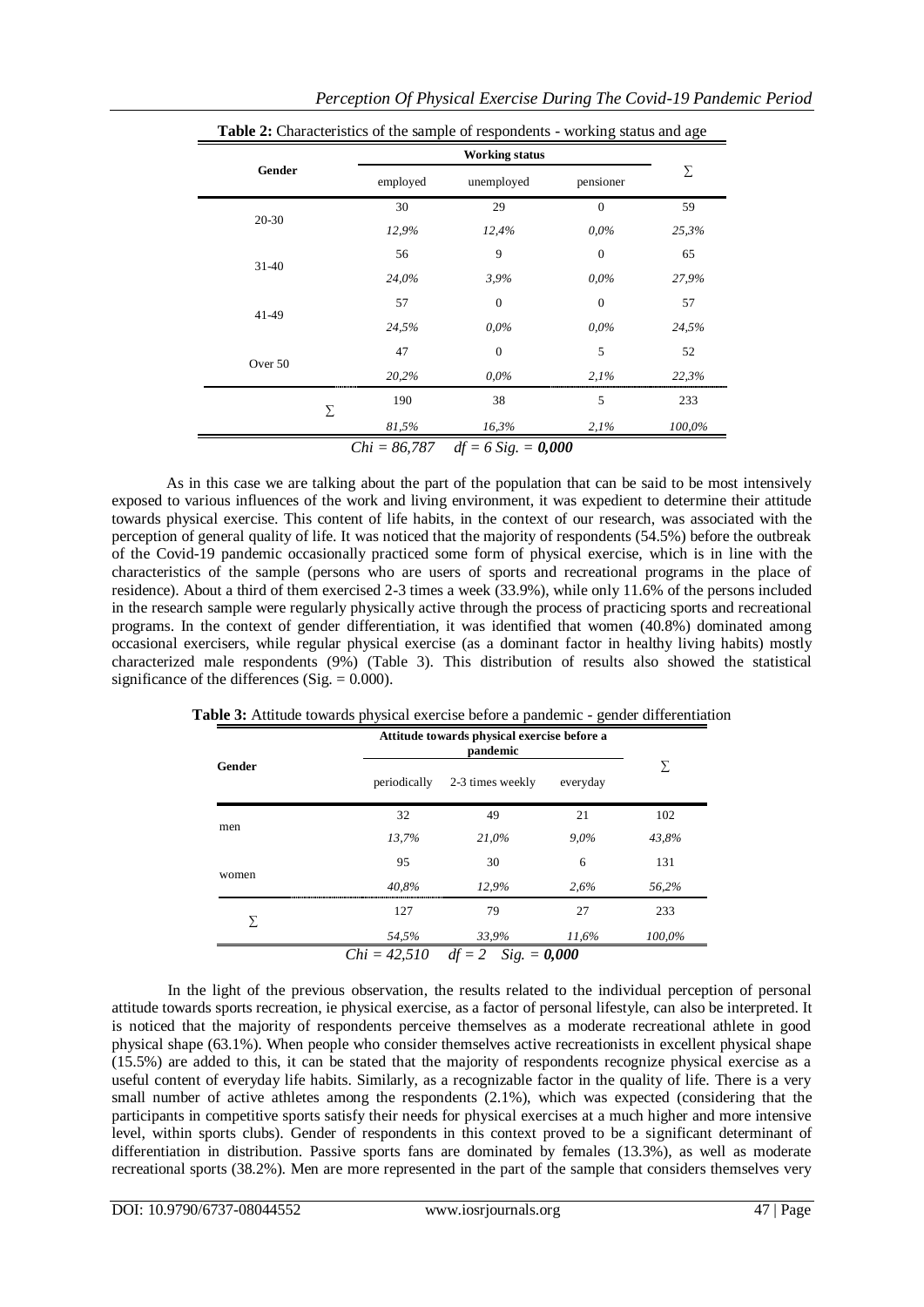**Table 2:** Characteristics of the sample of respondents - working status and age

| Gender | Working status | | | Σ |
|---|---|---|---|---|
| | employed | unemployed | pensioner | |
| 20-30 | 30 | 29 | 0 | 59 |
| | *12,9%* | *12,4%* | *0,0%* | *25,3%* |
| 31-40 | 56 | 9 | 0 | 65 |
| | *24,0%* | *3,9%* | *0,0%* | *27,9%* |
| 41-49 | 57 | 0 | 0 | 57 |
| | *24,5%* | *0,0%* | *0,0%* | *24,5%* |
| Over 50 | 47 | 0 | 5 | 52 |
| | *20,2%* | *0,0%* | *2,1%* | *22,3%* |
| Σ | 190 | 38 | 5 | 233 |
| | *81,5%* | *16,3%* | *2,1%* | *100,0%* |

*Chi = 86,787 df = 6 Sig. =* ***0,000***

As in this case we are talking about the part of the population that can be said to be most intensively exposed to various influences of the work and living environment, it was expedient to determine their attitude towards physical exercise. This content of life habits, in the context of our research, was associated with the perception of general quality of life. It was noticed that the majority of respondents (54.5%) before the outbreak of the Covid-19 pandemic occasionally practiced some form of physical exercise, which is in line with the characteristics of the sample (persons who are users of sports and recreational programs in the place of residence). About a third of them exercised 2-3 times a week (33.9%), while only 11.6% of the persons included in the research sample were regularly physically active through the process of practicing sports and recreational programs. In the context of gender differentiation, it was identified that women (40.8%) dominated among occasional exercisers, while regular physical exercise (as a dominant factor in healthy living habits) mostly characterized male respondents (9%) (Table 3). This distribution of results also showed the statistical significance of the differences (Sig. = 0.000).

**Table 3:** Attitude towards physical exercise before a pandemic - gender differentiation

| Gender | Attitude towards physical exercise before a pandemic | | | Σ |
|---|---|---|---|---|
| | periodically | 2-3 times weekly | everyday | |
| men | 32 | 49 | 21 | 102 |
| | *13,7%* | *21,0%* | *9,0%* | *43,8%* |
| women | 95 | 30 | 6 | 131 |
| | *40,8%* | *12,9%* | *2,6%* | *56,2%* |
| Σ | 127 | 79 | 27 | 233 |
| | *54,5%* | *33,9%* | *11,6%* | *100,0%* |

*Chi = 42,510 df = 2 Sig. =* ***0,000***

In the light of the previous observation, the results related to the individual perception of personal attitude towards sports recreation, ie physical exercise, as a factor of personal lifestyle, can also be interpreted. It is noticed that the majority of respondents perceive themselves as a moderate recreational athlete in good physical shape (63.1%). When people who consider themselves active recreationists in excellent physical shape (15.5%) are added to this, it can be stated that the majority of respondents recognize physical exercise as a useful content of everyday life habits. Similarly, as a recognizable factor in the quality of life. There is a very small number of active athletes among the respondents (2.1%), which was expected (considering that the participants in competitive sports satisfy their needs for physical exercises at a much higher and more intensive level, within sports clubs). Gender of respondents in this context proved to be a significant determinant of differentiation in distribution. Passive sports fans are dominated by females (13.3%), as well as moderate recreational sports (38.2%). Men are more represented in the part of the sample that considers themselves very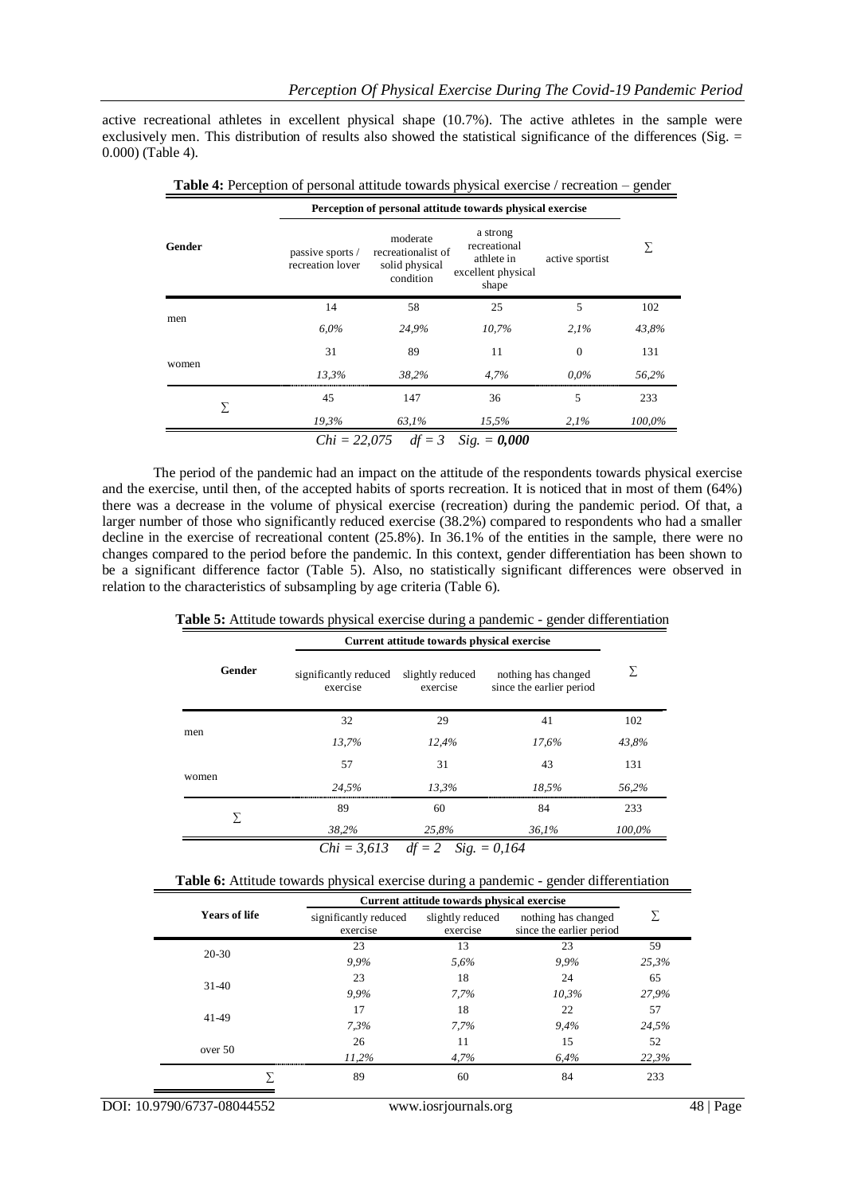active recreational athletes in excellent physical shape (10.7%). The active athletes in the sample were exclusively men. This distribution of results also showed the statistical significance of the differences (Sig. = 0.000) (Table 4).

**Table 4:** Perception of personal attitude towards physical exercise / recreation – gender

| Gender | Perception of personal attitude towards physical exercise | | | | Σ |
|---|---|---|---|---|---|
| | passive sports / recreation lover | moderate recreationalist of solid physical condition | a strong recreational athlete in excellent physical shape | active sportist | |
| men | 14 | 58 | 25 | 5 | 102 |
| | *6,0%* | *24,9%* | *10,7%* | *2,1%* | *43,8%* |
| women | 31 | 89 | 11 | 0 | 131 |
| | *13,3%* | *38,2%* | *4,7%* | *0,0%* | *56,2%* |
| Σ | 45 | 147 | 36 | 5 | 233 |
| | *19,3%* | *63,1%* | *15,5%* | *2,1%* | *100,0%* |

*Chi = 22,075   df = 3   Sig. =* ***0,000***

The period of the pandemic had an impact on the attitude of the respondents towards physical exercise and the exercise, until then, of the accepted habits of sports recreation. It is noticed that in most of them (64%) there was a decrease in the volume of physical exercise (recreation) during the pandemic period. Of that, a larger number of those who significantly reduced exercise (38.2%) compared to respondents who had a smaller decline in the exercise of recreational content (25.8%). In 36.1% of the entities in the sample, there were no changes compared to the period before the pandemic. In this context, gender differentiation has been shown to be a significant difference factor (Table 5). Also, no statistically significant differences were observed in relation to the characteristics of subsampling by age criteria (Table 6).

**Table 5:** Attitude towards physical exercise during a pandemic - gender differentiation

| Gender | Current attitude towards physical exercise | | | Σ |
|---|---|---|---|---|
| | significantly reduced exercise | slightly reduced exercise | nothing has changed since the earlier period | |
| men | 32 | 29 | 41 | 102 |
| | *13,7%* | *12,4%* | *17,6%* | *43,8%* |
| women | 57 | 31 | 43 | 131 |
| | *24,5%* | *13,3%* | *18,5%* | *56,2%* |
| Σ | 89 | 60 | 84 | 233 |
| | *38,2%* | *25,8%* | *36,1%* | *100,0%* |

*Chi = 3,613   df = 2   Sig. = 0,164*

**Table 6:** Attitude towards physical exercise during a pandemic - gender differentiation

| Years of life | Current attitude towards physical exercise | | | Σ |
|---|---|---|---|---|
| | significantly reduced exercise | slightly reduced exercise | nothing has changed since the earlier period | |
| 20-30 | 23 | 13 | 23 | 59 |
| | *9,9%* | *5,6%* | *9,9%* | *25,3%* |
| 31-40 | 23 | 18 | 24 | 65 |
| | *9,9%* | *7,7%* | *10,3%* | *27,9%* |
| 41-49 | 17 | 18 | 22 | 57 |
| | *7,3%* | *7,7%* | *9,4%* | *24,5%* |
| over 50 | 26 | 11 | 15 | 52 |
| | *11,2%* | *4,7%* | *6,4%* | *22,3%* |
| Σ | 89 | 60 | 84 | 233 |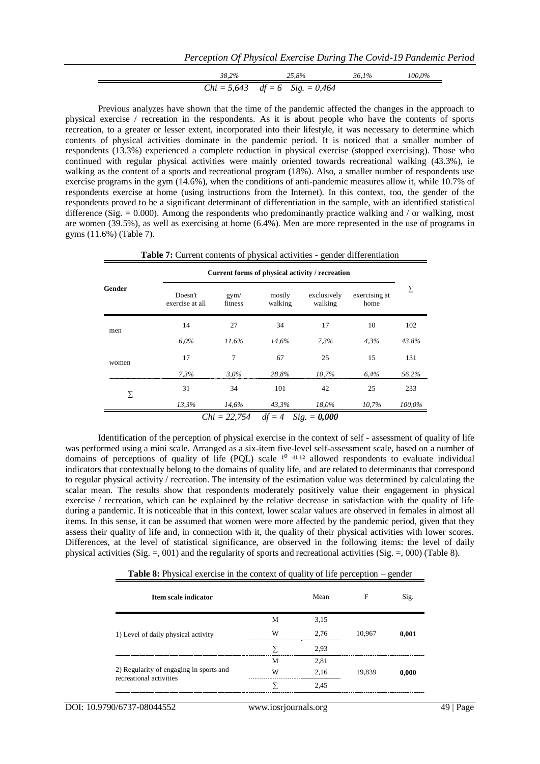| | 38,2% | 25,8% | 36,1% | 100,0% |
|---|---|---|---|---|

*Chi = 5,643 df = 6 Sig. = 0,464*

Previous analyzes have shown that the time of the pandemic affected the changes in the approach to physical exercise / recreation in the respondents. As it is about people who have the contents of sports recreation, to a greater or lesser extent, incorporated into their lifestyle, it was necessary to determine which contents of physical activities dominate in the pandemic period. It is noticed that a smaller number of respondents (13.3%) experienced a complete reduction in physical exercise (stopped exercising). Those who continued with regular physical activities were mainly oriented towards recreational walking (43.3%), ie walking as the content of a sports and recreational program (18%). Also, a smaller number of respondents use exercise programs in the gym (14.6%), when the conditions of anti-pandemic measures allow it, while 10.7% of respondents exercise at home (using instructions from the Internet). In this context, too, the gender of the respondents proved to be a significant determinant of differentiation in the sample, with an identified statistical difference (Sig. = 0.000). Among the respondents who predominantly practice walking and / or walking, most are women (39.5%), as well as exercising at home (6.4%). Men are more represented in the use of programs in gyms (11.6%) (Table 7).

**Table 7:** Current contents of physical activities - gender differentiation

| Gender | Current forms of physical activity / recreation | | | | | ∑ |
|---|---|---|---|---|---|---|
| | Doesn't exercise at all | gym/ fitness | mostly walking | exclusively walking | exercising at home | |
| men | 14 | 27 | 34 | 17 | 10 | 102 |
| | *6,0%* | *11,6%* | *14,6%* | *7,3%* | *4,3%* | *43,8%* |
| women | 17 | 7 | 67 | 25 | 15 | 131 |
| | *7,3%* | *3,0%* | *28,8%* | *10,7%* | *6,4%* | *56,2%* |
| ∑ | 31 | 34 | 101 | 42 | 25 | 233 |
| | *13,3%* | *14,6%* | *43,3%* | *18,0%* | *10,7%* | *100,0%* |

*Chi = 22,754 df = 4 Sig. =* ***0,000***

Identification of the perception of physical exercise in the context of self - assessment of quality of life was performed using a mini scale. Arranged as a six-item five-level self-assessment scale, based on a number of domains of perceptions of quality of life (PQL) scale [10,11,12] allowed respondents to evaluate individual indicators that contextually belong to the domains of quality life, and are related to determinants that correspond to regular physical activity / recreation. The intensity of the estimation value was determined by calculating the scalar mean. The results show that respondents moderately positively value their engagement in physical exercise / recreation, which can be explained by the relative decrease in satisfaction with the quality of life during a pandemic. It is noticeable that in this context, lower scalar values are observed in females in almost all items. In this sense, it can be assumed that women were more affected by the pandemic period, given that they assess their quality of life and, in connection with it, the quality of their physical activities with lower scores. Differences, at the level of statistical significance, are observed in the following items: the level of daily physical activities (Sig. =, 001) and the regularity of sports and recreational activities (Sig. =, 000) (Table 8).

**Table 8:** Physical exercise in the context of quality of life perception – gender

| Item scale indicator | | Mean | F | Sig. |
|---|---|---|---|---|
| 1) Level of daily physical activity | M | 3,15 | 10,967 | **0,001** |
| | W | 2,76 | | |
| | ∑ | 2,93 | | |
| 2) Regularity of engaging in sports and recreational activities | M | 2,81 | 19,839 | **0,000** |
| | W | 2,16 | | |
| | ∑ | 2,45 | | |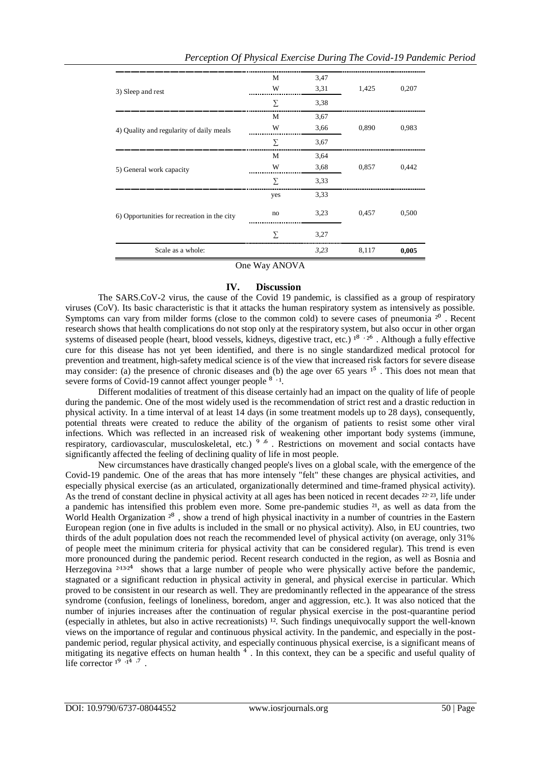| | | | | |
|---|---|---|---|---|
| 3) Sleep and rest | M | 3,47 | 1,425 | 0,207 |
| | W | 3,31 | | |
| | ∑ | 3,38 | | |
| 4) Quality and regularity of daily meals | M | 3,67 | 0,890 | 0,983 |
| | W | 3,66 | | |
| | ∑ | 3,67 | | |
| 5) General work capacity | M | 3,64 | 0,857 | 0,442 |
| | W | 3,68 | | |
| | ∑ | 3,33 | | |
| 6) Opportunities for recreation in the city | yes | 3,33 | 0,457 | 0,500 |
| | no | 3,23 | | |
| | ∑ | 3,27 | | |
| Scale as a whole: | | *3,23* | 8,117 | **0,005** |

One Way ANOVA

## IV. Discussion

The SARS.CoV-2 virus, the cause of the Covid 19 pandemic, is classified as a group of respiratory viruses (CoV). Its basic characteristic is that it attacks the human respiratory system as intensively as possible. Symptoms can vary from milder forms (close to the common cold) to severe cases of pneumonia [20]. Recent research shows that health complications do not stop only at the respiratory system, but also occur in other organ systems of diseased people (heart, blood vessels, kidneys, digestive tract, etc.) [18, 26]. Although a fully effective cure for this disease has not yet been identified, and there is no single standardized medical protocol for prevention and treatment, high-safety medical science is of the view that increased risk factors for severe disease may consider: (a) the presence of chronic diseases and (b) the age over 65 years [15]. This does not mean that severe forms of Covid-19 cannot affect younger people [8, 1].

Different modalities of treatment of this disease certainly had an impact on the quality of life of people during the pandemic. One of the most widely used is the recommendation of strict rest and a drastic reduction in physical activity. In a time interval of at least 14 days (in some treatment models up to 28 days), consequently, potential threats were created to reduce the ability of the organism of patients to resist some other viral infections. Which was reflected in an increased risk of weakening other important body systems (immune, respiratory, cardiovascular, musculoskeletal, etc.) [9, 6]. Restrictions on movement and social contacts have significantly affected the feeling of declining quality of life in most people.

New circumstances have drastically changed people's lives on a global scale, with the emergence of the Covid-19 pandemic. One of the areas that has more intensely "felt" these changes are physical activities, and especially physical exercise (as an articulated, organizationally determined and time-framed physical activity). As the trend of constant decline in physical activity at all ages has been noticed in recent decades [22, 23], life under a pandemic has intensified this problem even more. Some pre-pandemic studies [21], as well as data from the World Health Organization [28], show a trend of high physical inactivity in a number of countries in the Eastern European region (one in five adults is included in the small or no physical activity). Also, in EU countries, two thirds of the adult population does not reach the recommended level of physical activity (on average, only 31% of people meet the minimum criteria for physical activity that can be considered regular). This trend is even more pronounced during the pandemic period. Recent research conducted in the region, as well as Bosnia and Herzegovina [2, 13, 24] shows that a large number of people who were physically active before the pandemic, stagnated or a significant reduction in physical activity in general, and physical exercise in particular. Which proved to be consistent in our research as well. They are predominantly reflected in the appearance of the stress syndrome (confusion, feelings of loneliness, boredom, anger and aggression, etc.). It was also noticed that the number of injuries increases after the continuation of regular physical exercise in the post-quarantine period (especially in athletes, but also in active recreationists) [12]. Such findings unequivocally support the well-known views on the importance of regular and continuous physical activity. In the pandemic, and especially in the post-pandemic period, regular physical activity, and especially continuous physical exercise, is a significant means of mitigating its negative effects on human health [4]. In this context, they can be a specific and useful quality of life corrector [19, 14, 7].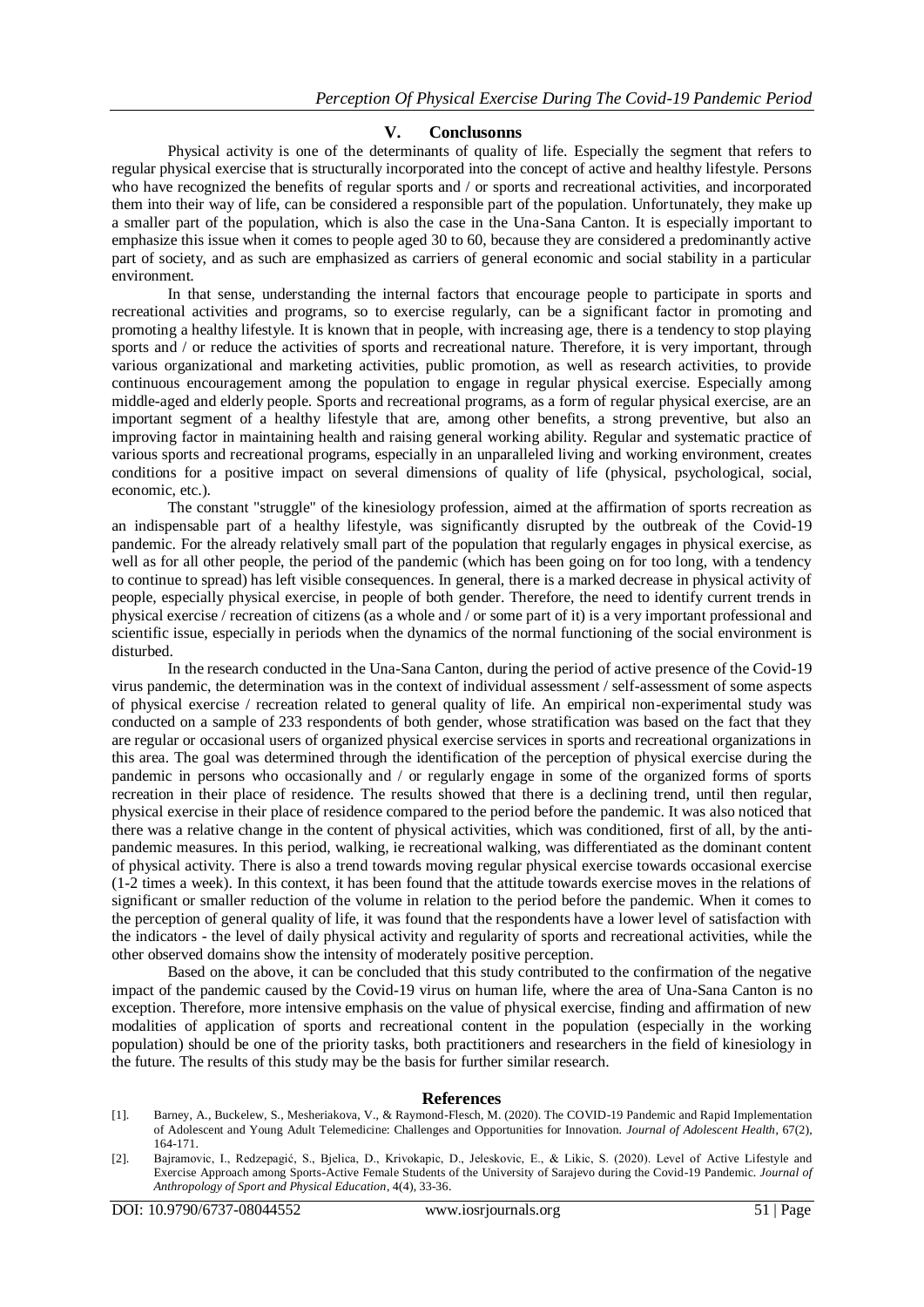## V. Conclusonns

Physical activity is one of the determinants of quality of life. Especially the segment that refers to regular physical exercise that is structurally incorporated into the concept of active and healthy lifestyle. Persons who have recognized the benefits of regular sports and / or sports and recreational activities, and incorporated them into their way of life, can be considered a responsible part of the population. Unfortunately, they make up a smaller part of the population, which is also the case in the Una-Sana Canton. It is especially important to emphasize this issue when it comes to people aged 30 to 60, because they are considered a predominantly active part of society, and as such are emphasized as carriers of general economic and social stability in a particular environment.

In that sense, understanding the internal factors that encourage people to participate in sports and recreational activities and programs, so to exercise regularly, can be a significant factor in promoting and promoting a healthy lifestyle. It is known that in people, with increasing age, there is a tendency to stop playing sports and / or reduce the activities of sports and recreational nature. Therefore, it is very important, through various organizational and marketing activities, public promotion, as well as research activities, to provide continuous encouragement among the population to engage in regular physical exercise. Especially among middle-aged and elderly people. Sports and recreational programs, as a form of regular physical exercise, are an important segment of a healthy lifestyle that are, among other benefits, a strong preventive, but also an improving factor in maintaining health and raising general working ability. Regular and systematic practice of various sports and recreational programs, especially in an unparalleled living and working environment, creates conditions for a positive impact on several dimensions of quality of life (physical, psychological, social, economic, etc.).

The constant "struggle" of the kinesiology profession, aimed at the affirmation of sports recreation as an indispensable part of a healthy lifestyle, was significantly disrupted by the outbreak of the Covid-19 pandemic. For the already relatively small part of the population that regularly engages in physical exercise, as well as for all other people, the period of the pandemic (which has been going on for too long, with a tendency to continue to spread) has left visible consequences. In general, there is a marked decrease in physical activity of people, especially physical exercise, in people of both gender. Therefore, the need to identify current trends in physical exercise / recreation of citizens (as a whole and / or some part of it) is a very important professional and scientific issue, especially in periods when the dynamics of the normal functioning of the social environment is disturbed.

In the research conducted in the Una-Sana Canton, during the period of active presence of the Covid-19 virus pandemic, the determination was in the context of individual assessment / self-assessment of some aspects of physical exercise / recreation related to general quality of life. An empirical non-experimental study was conducted on a sample of 233 respondents of both gender, whose stratification was based on the fact that they are regular or occasional users of organized physical exercise services in sports and recreational organizations in this area. The goal was determined through the identification of the perception of physical exercise during the pandemic in persons who occasionally and / or regularly engage in some of the organized forms of sports recreation in their place of residence. The results showed that there is a declining trend, until then regular, physical exercise in their place of residence compared to the period before the pandemic. It was also noticed that there was a relative change in the content of physical activities, which was conditioned, first of all, by the anti-pandemic measures. In this period, walking, ie recreational walking, was differentiated as the dominant content of physical activity. There is also a trend towards moving regular physical exercise towards occasional exercise (1-2 times a week). In this context, it has been found that the attitude towards exercise moves in the relations of significant or smaller reduction of the volume in relation to the period before the pandemic. When it comes to the perception of general quality of life, it was found that the respondents have a lower level of satisfaction with the indicators - the level of daily physical activity and regularity of sports and recreational activities, while the other observed domains show the intensity of moderately positive perception.

Based on the above, it can be concluded that this study contributed to the confirmation of the negative impact of the pandemic caused by the Covid-19 virus on human life, where the area of Una-Sana Canton is no exception. Therefore, more intensive emphasis on the value of physical exercise, finding and affirmation of new modalities of application of sports and recreational content in the population (especially in the working population) should be one of the priority tasks, both practitioners and researchers in the field of kinesiology in the future. The results of this study may be the basis for further similar research.

## References

[1]. Barney, A., Buckelew, S., Mesheriakova, V., & Raymond-Flesch, M. (2020). The COVID-19 Pandemic and Rapid Implementation of Adolescent and Young Adult Telemedicine: Challenges and Opportunities for Innovation. *Journal of Adolescent Health*, 67(2), 164-171.

[2]. Bajramovic, I., Redzepagić, S., Bjelica, D., Krivokapic, D., Jeleskovic, E., & Likic, S. (2020). Level of Active Lifestyle and Exercise Approach among Sports-Active Female Students of the University of Sarajevo during the Covid-19 Pandemic. *Journal of Anthropology of Sport and Physical Education*, 4(4), 33-36.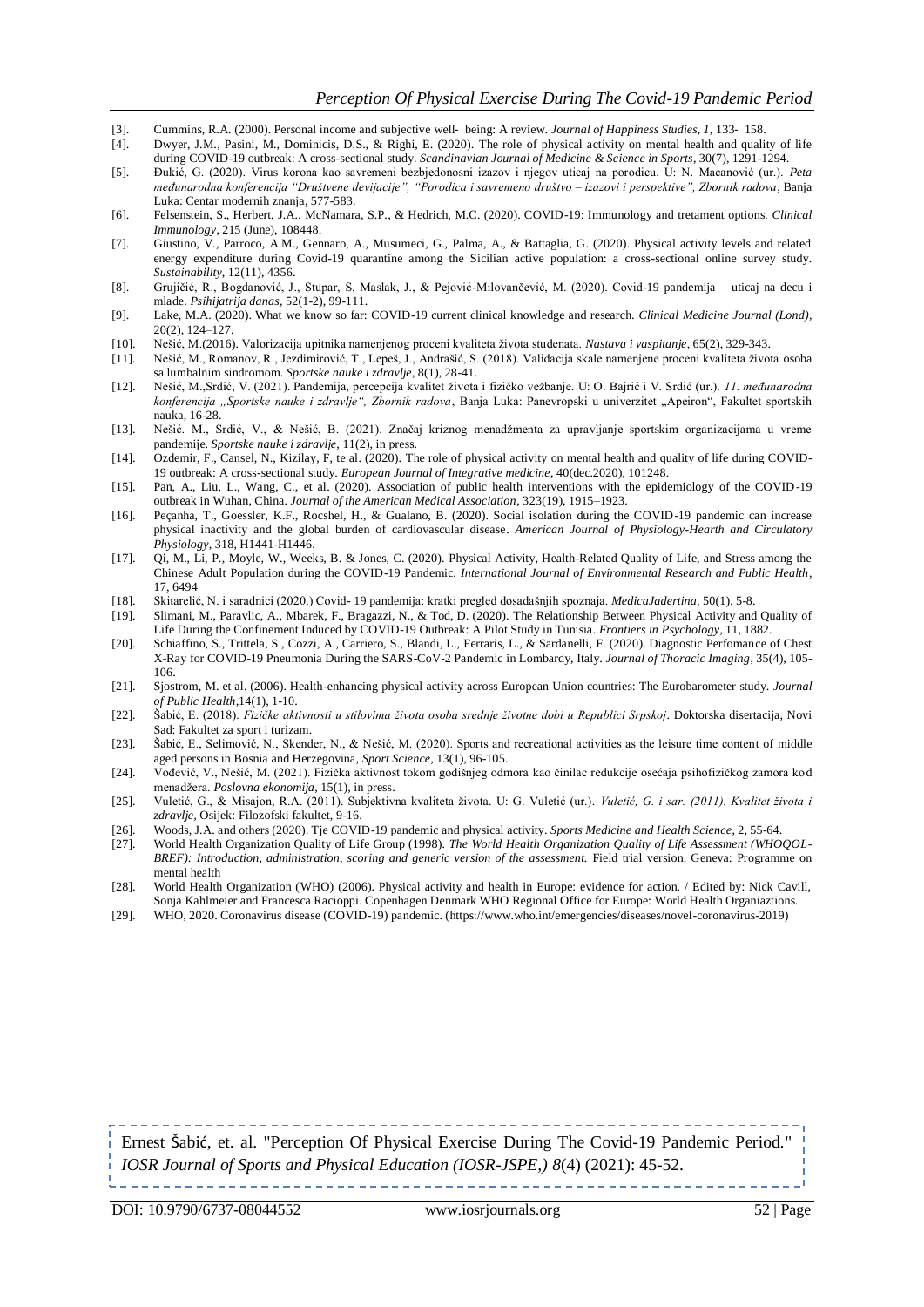[3]. Cummins, R.A. (2000). Personal income and subjective well- being: A review. *Journal of Happiness Studies, 1*, 133- 158.

[4]. Dwyer, J.M., Pasini, M., Dominicis, D.S., & Righi, E. (2020). The role of physical activity on mental health and quality of life during COVID-19 outbreak: A cross-sectional study. *Scandinavian Journal of Medicine & Science in Sports*, 30(7), 1291-1294.

[5]. Đukić, G. (2020). Virus korona kao savremeni bezbjedonosni izazov i njegov uticaj na porodicu. U: N. Macanović (ur.). *Peta međunarodna konferencija "Društvene devijacije", "Porodica i savremeno društvo – izazovi i perspektive", Zbornik radova*, Banja Luka: Centar modernih znanja, 577-583.

[6]. Felsenstein, S., Herbert, J.A., McNamara, S.P., & Hedrich, M.C. (2020). COVID-19: Immunology and tretament options. *Clinical Immunology*, 215 (June), 108448.

[7]. Giustino, V., Parroco, A.M., Gennaro, A., Musumeci, G., Palma, A., & Battaglia, G. (2020). Physical activity levels and related energy expenditure during Covid-19 quarantine among the Sicilian active population: a cross-sectional online survey study. *Sustainability*, 12(11), 4356.

[8]. Grujičić, R., Bogdanović, J., Stupar, S, Maslak, J., & Pejović-Milovančević, M. (2020). Covid-19 pandemija – uticaj na decu i mlade. *Psihijatrija danas*, 52(1-2), 99-111.

[9]. Lake, M.A. (2020). What we know so far: COVID-19 current clinical knowledge and research. *Clinical Medicine Journal (Lond)*, 20(2), 124–127.

[10]. Nešić, M.(2016). Valorizacija upitnika namenjenog proceni kvaliteta života studenata. *Nastava i vaspitanje*, 65(2), 329-343.

[11]. Nešić, M., Romanov, R., Jezdimirović, T., Lepeš, J., Andrašić, S. (2018). Validacija skale namenjene proceni kvaliteta života osoba sa lumbalnim sindromom. *Sportske nauke i zdravlje*, 8(1), 28-41.

[12]. Nešić, M.,Srdić, V. (2021). Pandemija, percepcija kvalitet života i fizičko vežbanje. U: O. Bajrić i V. Srdić (ur.). *11. međunarodna konferencija „Sportske nauke i zdravlje", Zbornik radova*, Banja Luka: Panevropski u univerzitet „Apeiron", Fakultet sportskih nauka, 16-28.

[13]. Nešić. M., Srdić, V., & Nešić, B. (2021). Značaj kriznog menadžmenta za upravljanje sportskim organizacijama u vreme pandemije. *Sportske nauke i zdravlje*, 11(2), in press.

[14]. Ozdemir, F., Cansel, N., Kizilay, F, te al. (2020). The role of physical activity on mental health and quality of life during COVID-19 outbreak: A cross-sectional study. *European Journal of Integrative medicine*, 40(dec.2020), 101248.

[15]. Pan, A., Liu, L., Wang, C., et al. (2020). Association of public health interventions with the epidemiology of the COVID-19 outbreak in Wuhan, China. *Journal of the American Medical Association*, 323(19), 1915–1923.

[16]. Peçanha, T., Goessler, K.F., Rocshel, H., & Gualano, B. (2020). Social isolation during the COVID-19 pandemic can increase physical inactivity and the global burden of cardiovascular disease. *American Journal of Physiology-Hearth and Circulatory Physiology*, 318, H1441-H1446.

[17]. Qi, M., Li, P., Moyle, W., Weeks, B. & Jones, C. (2020). Physical Activity, Health-Related Quality of Life, and Stress among the Chinese Adult Population during the COVID-19 Pandemic. *International Journal of Environmental Research and Public Health*, 17, 6494

[18]. Skitarelić, N. i saradnici (2020.) Covid- 19 pandemija: kratki pregled dosadašnjih spoznaja. *MedicaJadertina*, 50(1), 5-8.

[19]. Slimani, M., Paravlic, A., Mbarek, F., Bragazzi, N., & Tod, D. (2020). The Relationship Between Physical Activity and Quality of Life During the Confinement Induced by COVID-19 Outbreak: A Pilot Study in Tunisia. *Frontiers in Psychology*, 11, 1882.

[20]. Schiaffino, S., Trittela, S., Cozzi, A., Carriero, S., Blandi, L., Ferraris, L., & Sardanelli, F. (2020). Diagnostic Perfomance of Chest X-Ray for COVID-19 Pneumonia During the SARS-CoV-2 Pandemic in Lombardy, Italy. *Journal of Thoracic Imaging*, 35(4), 105-106.

[21]. Sjostrom, M. et al. (2006). Health-enhancing physical activity across European Union countries: The Eurobarometer study. *Journal of Public Health*,14(1), 1-10.

[22]. Šabić, E. (2018). *Fizičke aktivnosti u stilovima života osoba srednje životne dobi u Republici Srpskoj*. Doktorska disertacija, Novi Sad: Fakultet za sport i turizam.

[23]. Šabić, E., Selimović, N., Skender, N., & Nešić, M. (2020). Sports and recreational activities as the leisure time content of middle aged persons in Bosnia and Herzegovina, *Sport Science*, 13(1), 96-105.

[24]. Vođević, V., Nešić, M. (2021). Fizička aktivnost tokom godišnjeg odmora kao činilac redukcije osećaja psihofizičkog zamora kod menadžera. *Poslovna ekonomija*, 15(1), in press.

[25]. Vuletić, G., & Misajon, R.A. (2011). Subjektivna kvaliteta života. U: G. Vuletić (ur.). *Vuletić, G. i sar. (2011). Kvalitet života i zdravlje*, Osijek: Filozofski fakultet, 9-16.

[26]. Woods, J.A. and others (2020). Tje COVID-19 pandemic and physical activity. *Sports Medicine and Health Science*, 2, 55-64.

[27]. World Health Organization Quality of Life Group (1998). *The World Health Organization Quality of Life Assessment (WHOQOL-BREF): Introduction, administration, scoring and generic version of the assessment.* Field trial version. Geneva: Programme on mental health

[28]. World Health Organization (WHO) (2006). Physical activity and health in Europe: evidence for action. / Edited by: Nick Cavill, Sonja Kahlmeier and Francesca Racioppi. Copenhagen Denmark WHO Regional Office for Europe: World Health Organiaztions.

[29]. WHO, 2020. Coronavirus disease (COVID-19) pandemic. (https://www.who.int/emergencies/diseases/novel-coronavirus-2019)

Ernest Šabić, et. al. "Perception Of Physical Exercise During The Covid-19 Pandemic Period." *IOSR Journal of Sports and Physical Education (IOSR-JSPE,) 8*(4) (2021): 45-52.